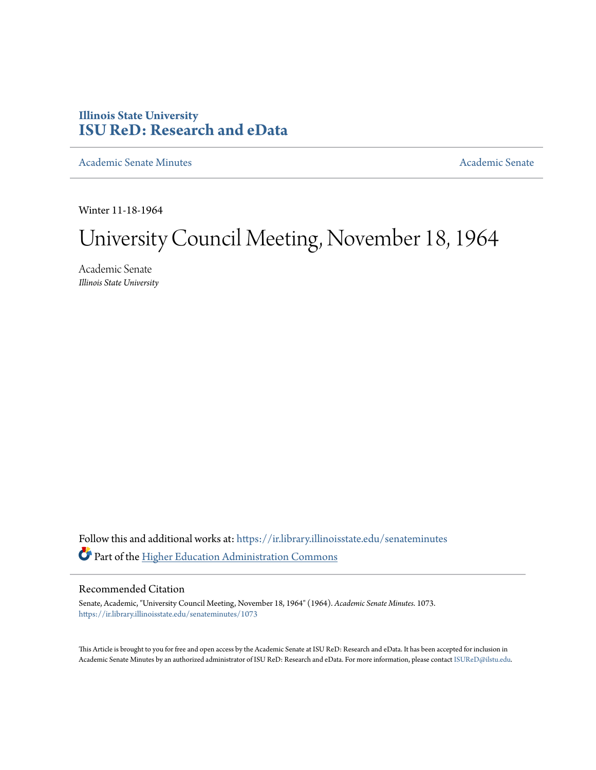Illinois State University
# ISU ReD: Research and eData

Academic Senate Minutes Academic Senate

Winter 11-18-1964

# University Council Meeting, November 18, 1964

Academic Senate
*Illinois State University*

Follow this and additional works at: https://ir.library.illinoisstate.edu/senateminutes

Part of the Higher Education Administration Commons

## Recommended Citation

Senate, Academic, "University Council Meeting, November 18, 1964" (1964). *Academic Senate Minutes*. 1073.
https://ir.library.illinoisstate.edu/senateminutes/1073

This Article is brought to you for free and open access by the Academic Senate at ISU ReD: Research and eData. It has been accepted for inclusion in Academic Senate Minutes by an authorized administrator of ISU ReD: Research and eData. For more information, please contact ISUReD@ilstu.edu.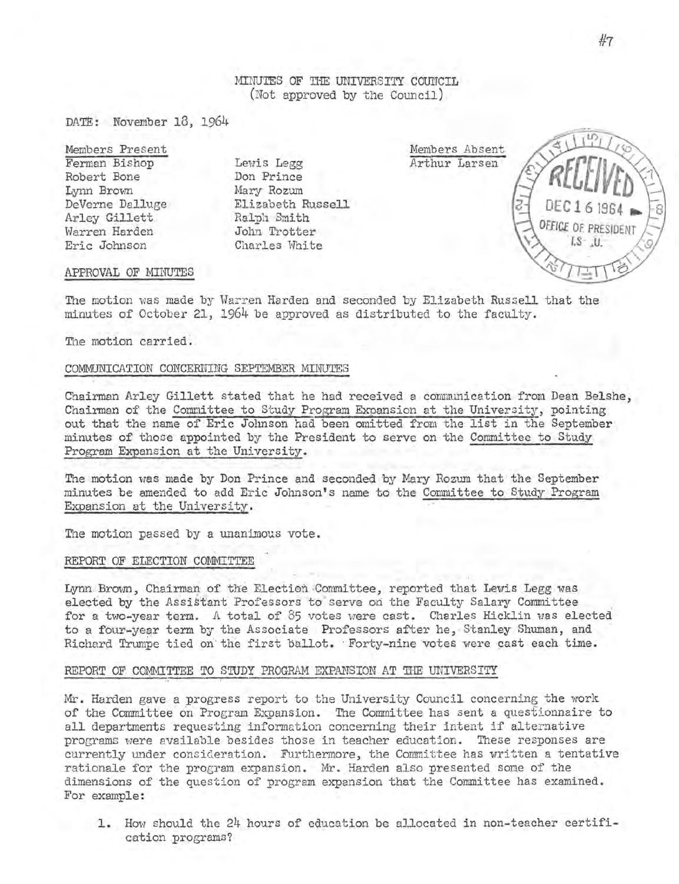# MINUTES OF THE UNIVERSITY COUNCIL
(Not approved by the Council)

DATE: November 18, 1964

| Members Present | | Members Absent |
|---|---|---|
| Ferman Bishop | Lewis Legg | Arthur Larsen |
| Robert Bone | Don Prince | |
| Lynn Brown | Mary Rozum | |
| DeVerne Dalluge | Elizabeth Russell | |
| Arley Gillett | Ralph Smith | |
| Warren Harden | John Trotter | |
| Eric Johnson | Charles White | |

RECEIVED DEC 16 1964 OFFICE OF PRESIDENT I.S.U.

## APPROVAL OF MINUTES

The motion was made by Warren Harden and seconded by Elizabeth Russell that the minutes of October 21, 1964 be approved as distributed to the faculty.

The motion carried.

## COMMUNICATION CONCERNING SEPTEMBER MINUTES

Chairman Arley Gillett stated that he had received a communication from Dean Belshe, Chairman of the Committee to Study Program Expansion at the University, pointing out that the name of Eric Johnson had been omitted from the list in the September minutes of those appointed by the President to serve on the Committee to Study Program Expansion at the University.

The motion was made by Don Prince and seconded by Mary Rozum that the September minutes be amended to add Eric Johnson's name to the Committee to Study Program Expansion at the University.

The motion passed by a unanimous vote.

## REPORT OF ELECTION COMMITTEE

Lynn Brown, Chairman of the Election Committee, reported that Lewis Legg was elected by the Assistant Professors to serve on the Faculty Salary Committee for a two-year term. A total of 85 votes were cast. Charles Hicklin was elected to a four-year term by the Associate Professors after he, Stanley Shuman, and Richard Trumpe tied on the first ballot. Forty-nine votes were cast each time.

## REPORT OF COMMITTEE TO STUDY PROGRAM EXPANSION AT THE UNIVERSITY

Mr. Harden gave a progress report to the University Council concerning the work of the Committee on Program Expansion. The Committee has sent a questionnaire to all departments requesting information concerning their intent if alternative programs were available besides those in teacher education. These responses are currently under consideration. Furthermore, the Committee has written a tentative rationale for the program expansion. Mr. Harden also presented some of the dimensions of the question of program expansion that the Committee has examined. For example:

1. How should the 24 hours of education be allocated in non-teacher certification programs?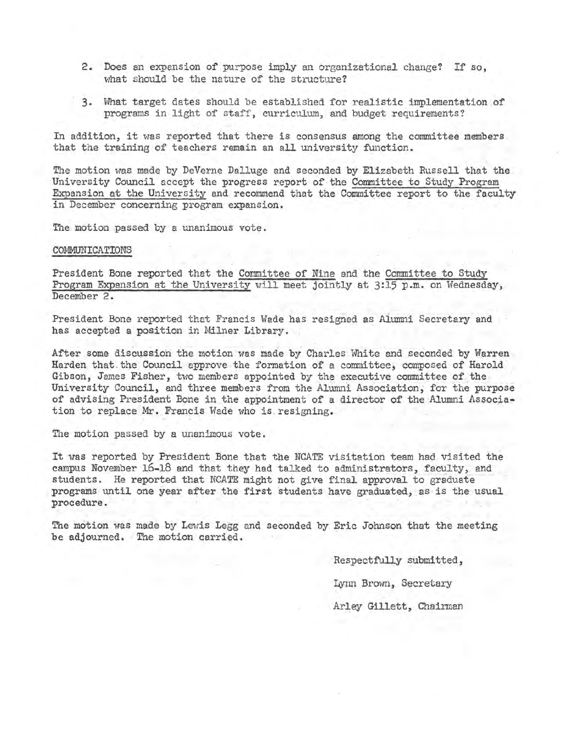2. Does an expansion of purpose imply an organizational change? If so, what should be the nature of the structure?

3. What target dates should be established for realistic implementation of programs in light of staff, curriculum, and budget requirements?

In addition, it was reported that there is consensus among the committee members that the training of teachers remain an all university function.

The motion was made by DeVerne Dalluge and seconded by Elizabeth Russell that the University Council accept the progress report of the Committee to Study Program Expansion at the University and recommend that the Committee report to the faculty in December concerning program expansion.

The motion passed by a unanimous vote.

COMMUNICATIONS

President Bone reported that the Committee of Nine and the Committee to Study Program Expansion at the University will meet jointly at 3:15 p.m. on Wednesday, December 2.

President Bone reported that Francis Wade has resigned as Alumni Secretary and has accepted a position in Milner Library.

After some discussion the motion was made by Charles White and seconded by Warren Harden that the Council approve the formation of a committee, composed of Harold Gibson, James Fisher, two members appointed by the executive committee of the University Council, and three members from the Alumni Association, for the purpose of advising President Bone in the appointment of a director of the Alumni Association to replace Mr. Francis Wade who is resigning.

The motion passed by a unanimous vote.

It was reported by President Bone that the NCATE visitation team had visited the campus November 16-18 and that they had talked to administrators, faculty, and students. He reported that NCATE might not give final approval to graduate programs until one year after the first students have graduated, as is the usual procedure.

The motion was made by Lewis Legg and seconded by Eric Johnson that the meeting be adjourned. The motion carried.

Respectfully submitted,

Lynn Brown, Secretary

Arley Gillett, Chairman